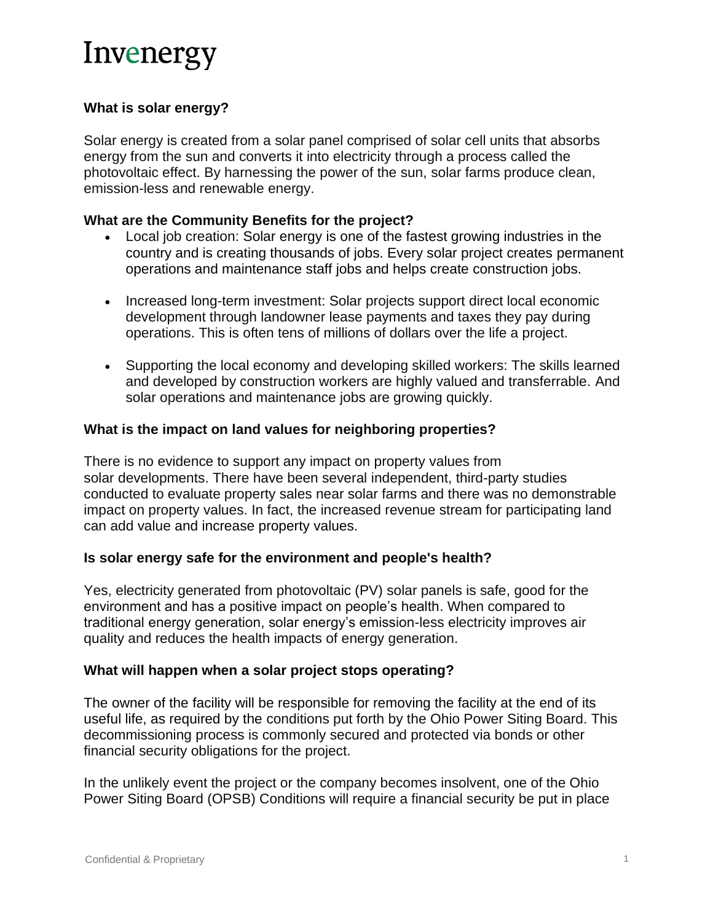# Invenergy

**What is solar energy?**

Solar energy is created from a solar panel comprised of solar cell units that absorbs energy from the sun and converts it into electricity through a process called the photovoltaic effect. By harnessing the power of the sun, solar farms produce clean, emission-less and renewable energy.

**What are the Community Benefits for the project?**

- Local job creation: Solar energy is one of the fastest growing industries in the country and is creating thousands of jobs. Every solar project creates permanent operations and maintenance staff jobs and helps create construction jobs.

- Increased long-term investment: Solar projects support direct local economic development through landowner lease payments and taxes they pay during operations. This is often tens of millions of dollars over the life a project.

- Supporting the local economy and developing skilled workers: The skills learned and developed by construction workers are highly valued and transferrable. And solar operations and maintenance jobs are growing quickly.

**What is the impact on land values for neighboring properties?**

There is no evidence to support any impact on property values from solar developments. There have been several independent, third-party studies conducted to evaluate property sales near solar farms and there was no demonstrable impact on property values. In fact, the increased revenue stream for participating land can add value and increase property values.

**Is solar energy safe for the environment and people's health?**

Yes, electricity generated from photovoltaic (PV) solar panels is safe, good for the environment and has a positive impact on people's health. When compared to traditional energy generation, solar energy's emission-less electricity improves air quality and reduces the health impacts of energy generation.

**What will happen when a solar project stops operating?**

The owner of the facility will be responsible for removing the facility at the end of its useful life, as required by the conditions put forth by the Ohio Power Siting Board. This decommissioning process is commonly secured and protected via bonds or other financial security obligations for the project.

In the unlikely event the project or the company becomes insolvent, one of the Ohio Power Siting Board (OPSB) Conditions will require a financial security be put in place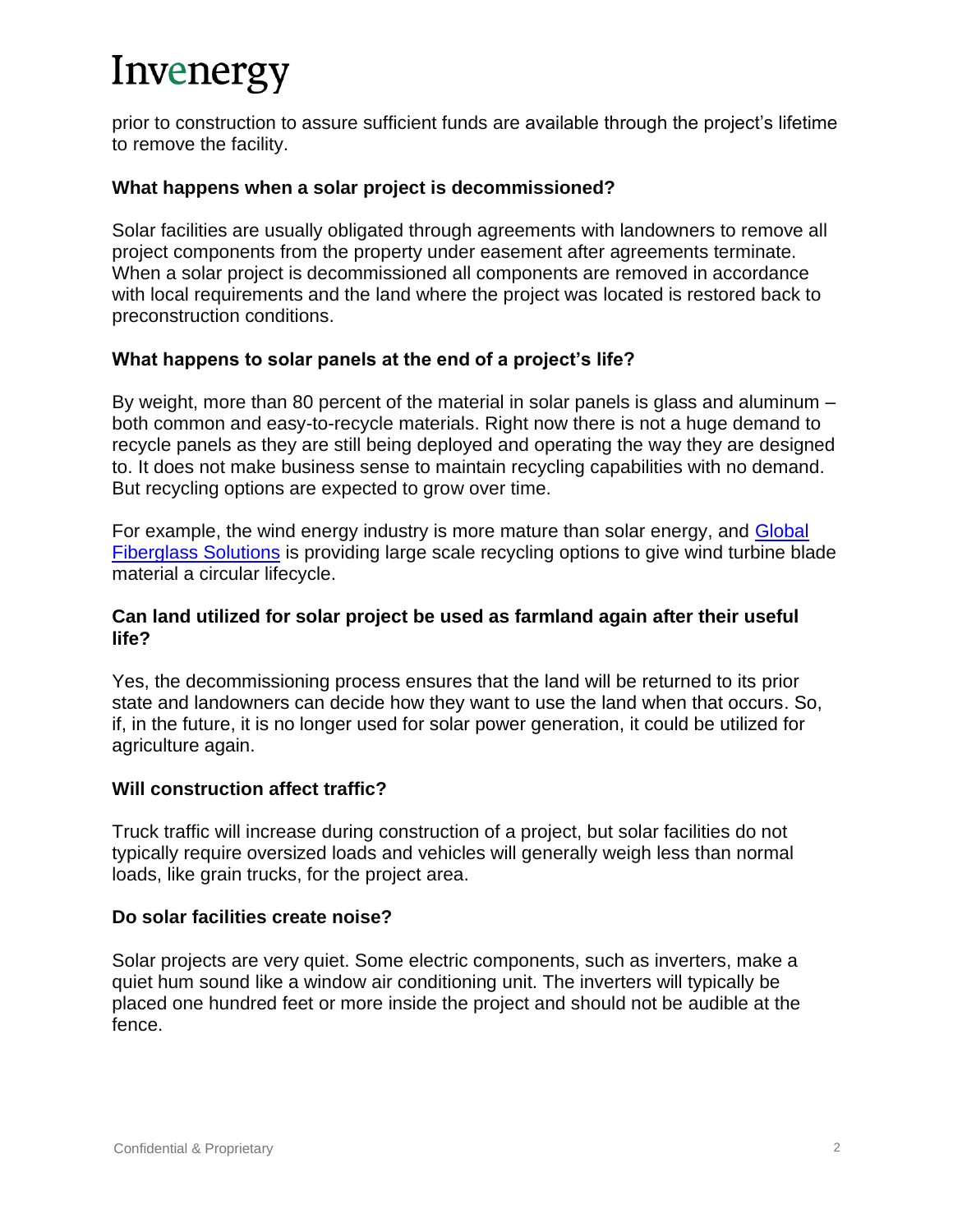prior to construction to assure sufficient funds are available through the project's lifetime to remove the facility.

### What happens when a solar project is decommissioned?

Solar facilities are usually obligated through agreements with landowners to remove all project components from the property under easement after agreements terminate. When a solar project is decommissioned all components are removed in accordance with local requirements and the land where the project was located is restored back to preconstruction conditions.

### What happens to solar panels at the end of a project's life?

By weight, more than 80 percent of the material in solar panels is glass and aluminum – both common and easy-to-recycle materials. Right now there is not a huge demand to recycle panels as they are still being deployed and operating the way they are designed to. It does not make business sense to maintain recycling capabilities with no demand. But recycling options are expected to grow over time.

For example, the wind energy industry is more mature than solar energy, and [Global Fiberglass Solutions] is providing large scale recycling options to give wind turbine blade material a circular lifecycle.

### Can land utilized for solar project be used as farmland again after their useful life?

Yes, the decommissioning process ensures that the land will be returned to its prior state and landowners can decide how they want to use the land when that occurs. So, if, in the future, it is no longer used for solar power generation, it could be utilized for agriculture again.

### Will construction affect traffic?

Truck traffic will increase during construction of a project, but solar facilities do not typically require oversized loads and vehicles will generally weigh less than normal loads, like grain trucks, for the project area.

### Do solar facilities create noise?

Solar projects are very quiet. Some electric components, such as inverters, make a quiet hum sound like a window air conditioning unit. The inverters will typically be placed one hundred feet or more inside the project and should not be audible at the fence.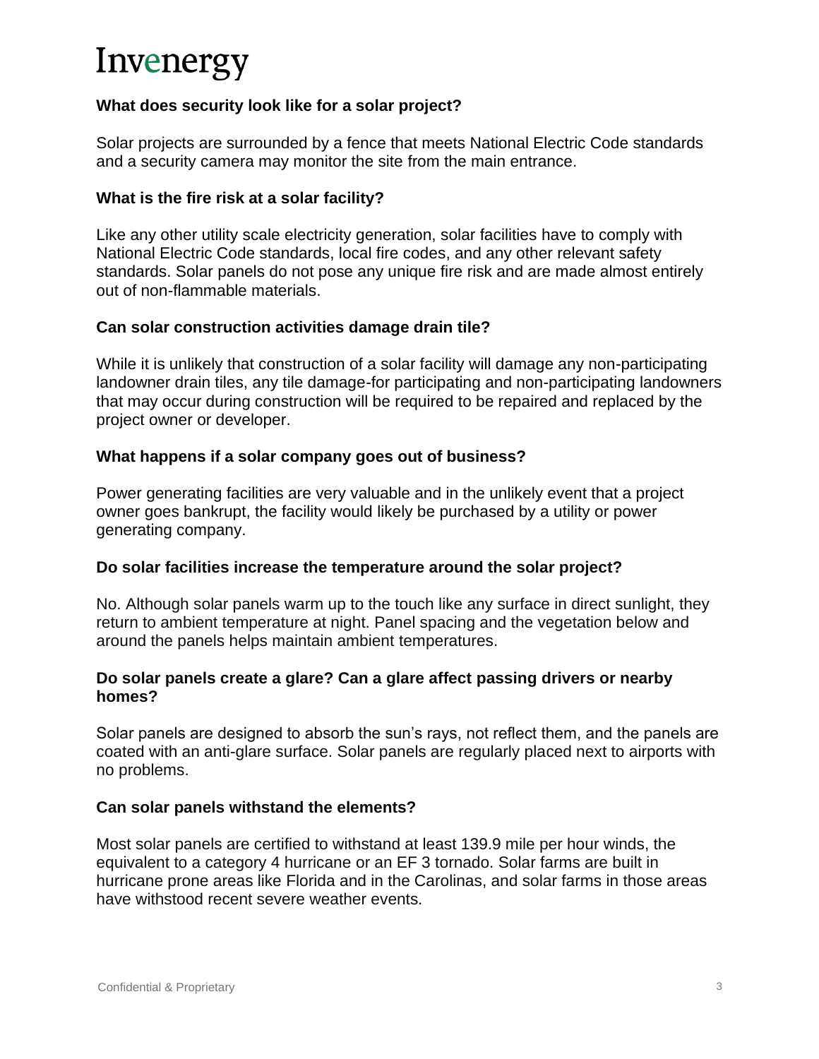**What does security look like for a solar project?**

Solar projects are surrounded by a fence that meets National Electric Code standards and a security camera may monitor the site from the main entrance.

**What is the fire risk at a solar facility?**

Like any other utility scale electricity generation, solar facilities have to comply with National Electric Code standards, local fire codes, and any other relevant safety standards. Solar panels do not pose any unique fire risk and are made almost entirely out of non-flammable materials.

**Can solar construction activities damage drain tile?**

While it is unlikely that construction of a solar facility will damage any non-participating landowner drain tiles, any tile damage-for participating and non-participating landowners that may occur during construction will be required to be repaired and replaced by the project owner or developer.

**What happens if a solar company goes out of business?**

Power generating facilities are very valuable and in the unlikely event that a project owner goes bankrupt, the facility would likely be purchased by a utility or power generating company.

**Do solar facilities increase the temperature around the solar project?**

No. Although solar panels warm up to the touch like any surface in direct sunlight, they return to ambient temperature at night. Panel spacing and the vegetation below and around the panels helps maintain ambient temperatures.

**Do solar panels create a glare? Can a glare affect passing drivers or nearby homes?**

Solar panels are designed to absorb the sun's rays, not reflect them, and the panels are coated with an anti-glare surface. Solar panels are regularly placed next to airports with no problems.

**Can solar panels withstand the elements?**

Most solar panels are certified to withstand at least 139.9 mile per hour winds, the equivalent to a category 4 hurricane or an EF 3 tornado. Solar farms are built in hurricane prone areas like Florida and in the Carolinas, and solar farms in those areas have withstood recent severe weather events.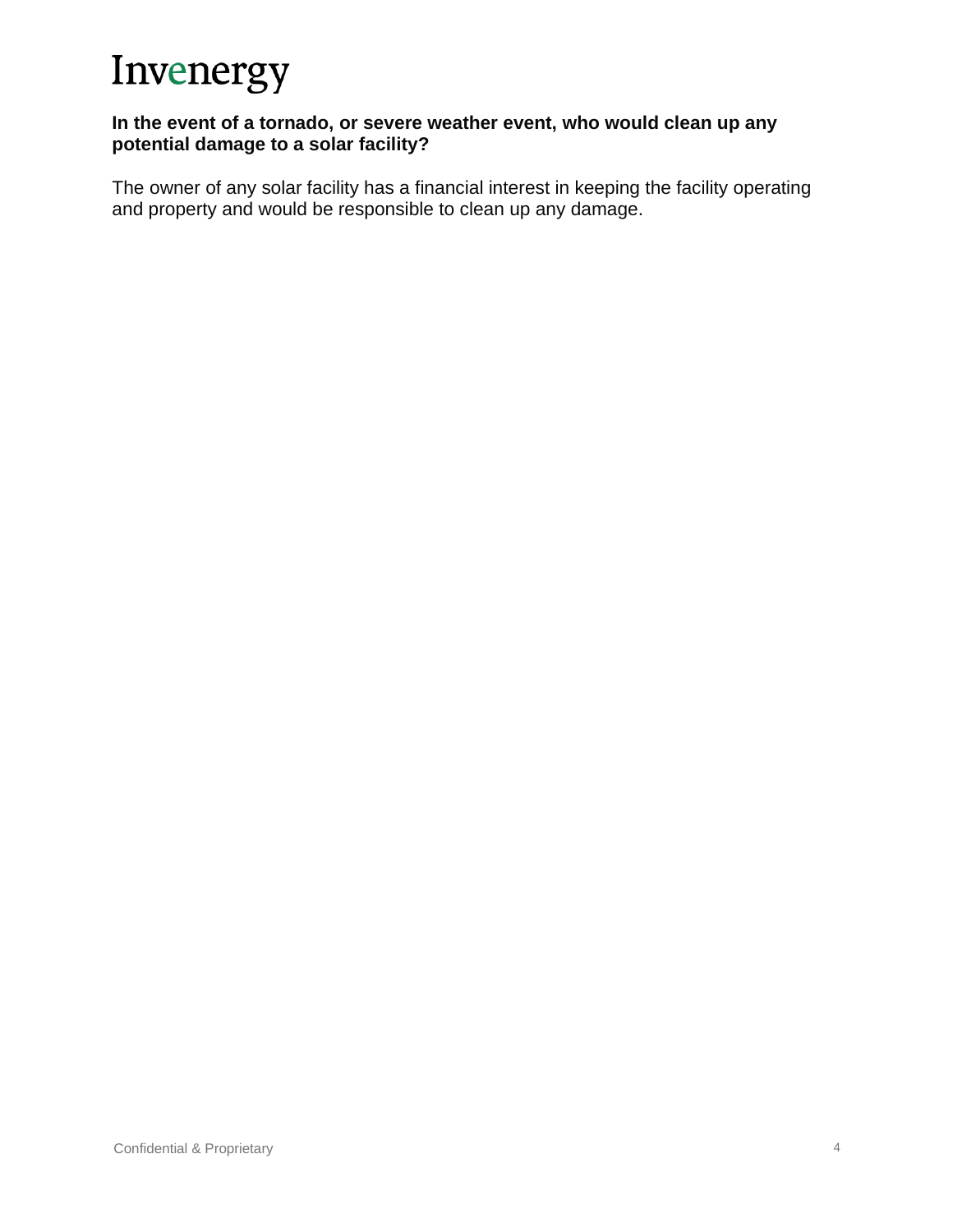Invenergy

**In the event of a tornado, or severe weather event, who would clean up any potential damage to a solar facility?**

The owner of any solar facility has a financial interest in keeping the facility operating and property and would be responsible to clean up any damage.

Confidential & Proprietary